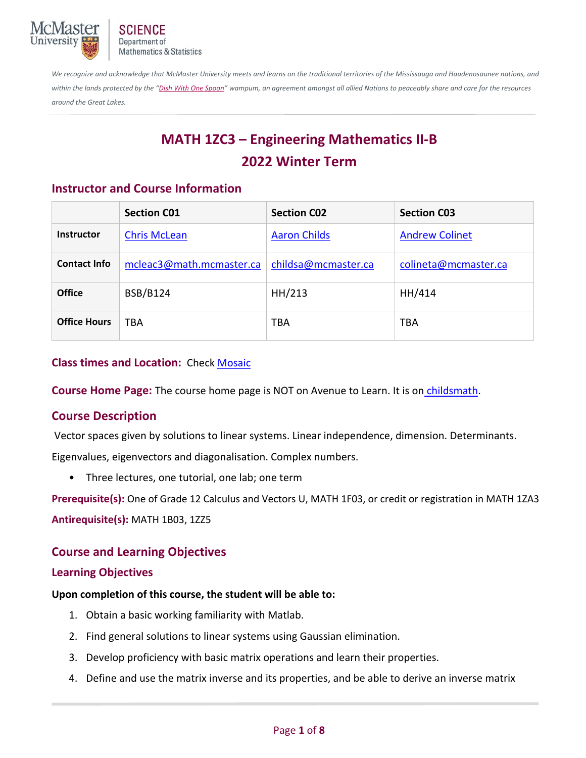*We recognize and acknowledge that McMaster University meets and learns on the traditional territories of the Mississauga and Haudenosaunee nations, and within the lands protected by the "Dish With One Spoon" wampum, an agreement amongst all allied Nations to peaceably share and care for the resources around the Great Lakes.*

# MATH 1ZC3 – Engineering Mathematics II-B
# 2022 Winter Term

## Instructor and Course Information

| | Section C01 | Section C02 | Section C03 |
|---|---|---|---|
| **Instructor** | Chris McLean | Aaron Childs | Andrew Colinet |
| **Contact Info** | mcleac3@math.mcmaster.ca | childsa@mcmaster.ca | colineta@mcmaster.ca |
| **Office** | BSB/B124 | HH/213 | HH/414 |
| **Office Hours** | TBA | TBA | TBA |

**Class times and Location:** Check Mosaic

**Course Home Page:** The course home page is NOT on Avenue to Learn. It is on childsmath.

## Course Description

Vector spaces given by solutions to linear systems. Linear independence, dimension. Determinants. Eigenvalues, eigenvectors and diagonalisation. Complex numbers.

- Three lectures, one tutorial, one lab; one term

**Prerequisite(s):** One of Grade 12 Calculus and Vectors U, MATH 1F03, or credit or registration in MATH 1ZA3

**Antirequisite(s):** MATH 1B03, 1ZZ5

## Course and Learning Objectives

### Learning Objectives

**Upon completion of this course, the student will be able to:**

1. Obtain a basic working familiarity with Matlab.
2. Find general solutions to linear systems using Gaussian elimination.
3. Develop proficiency with basic matrix operations and learn their properties.
4. Define and use the matrix inverse and its properties, and be able to derive an inverse matrix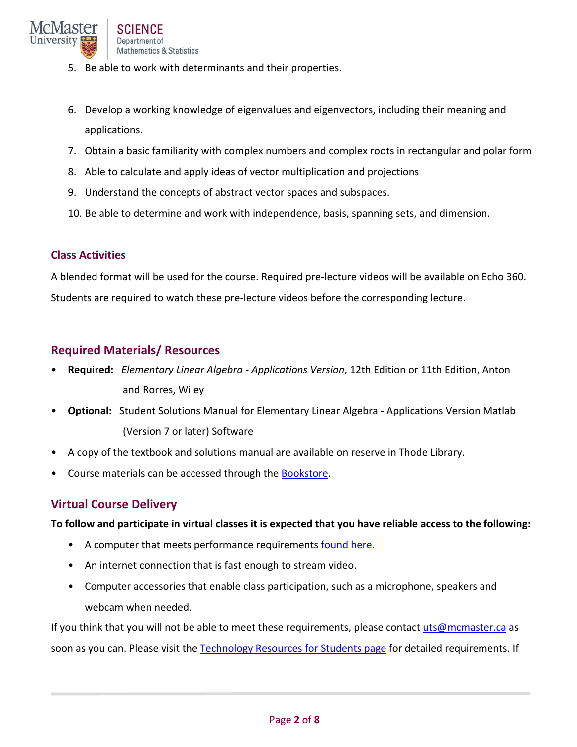5. Be able to work with determinants and their properties.
6. Develop a working knowledge of eigenvalues and eigenvectors, including their meaning and applications.
7. Obtain a basic familiarity with complex numbers and complex roots in rectangular and polar form
8. Able to calculate and apply ideas of vector multiplication and projections
9. Understand the concepts of abstract vector spaces and subspaces.
10. Be able to determine and work with independence, basis, spanning sets, and dimension.

## Class Activities

A blended format will be used for the course. Required pre-lecture videos will be available on Echo 360. Students are required to watch these pre-lecture videos before the corresponding lecture.

## Required Materials/ Resources

- **Required:** *Elementary Linear Algebra - Applications Version*, 12th Edition or 11th Edition, Anton and Rorres, Wiley
- **Optional:** Student Solutions Manual for Elementary Linear Algebra - Applications Version Matlab (Version 7 or later) Software
- A copy of the textbook and solutions manual are available on reserve in Thode Library.
- Course materials can be accessed through the Bookstore.

## Virtual Course Delivery

**To follow and participate in virtual classes it is expected that you have reliable access to the following:**

- A computer that meets performance requirements found here.
- An internet connection that is fast enough to stream video.
- Computer accessories that enable class participation, such as a microphone, speakers and webcam when needed.

If you think that you will not be able to meet these requirements, please contact uts@mcmaster.ca as soon as you can. Please visit the Technology Resources for Students page for detailed requirements. If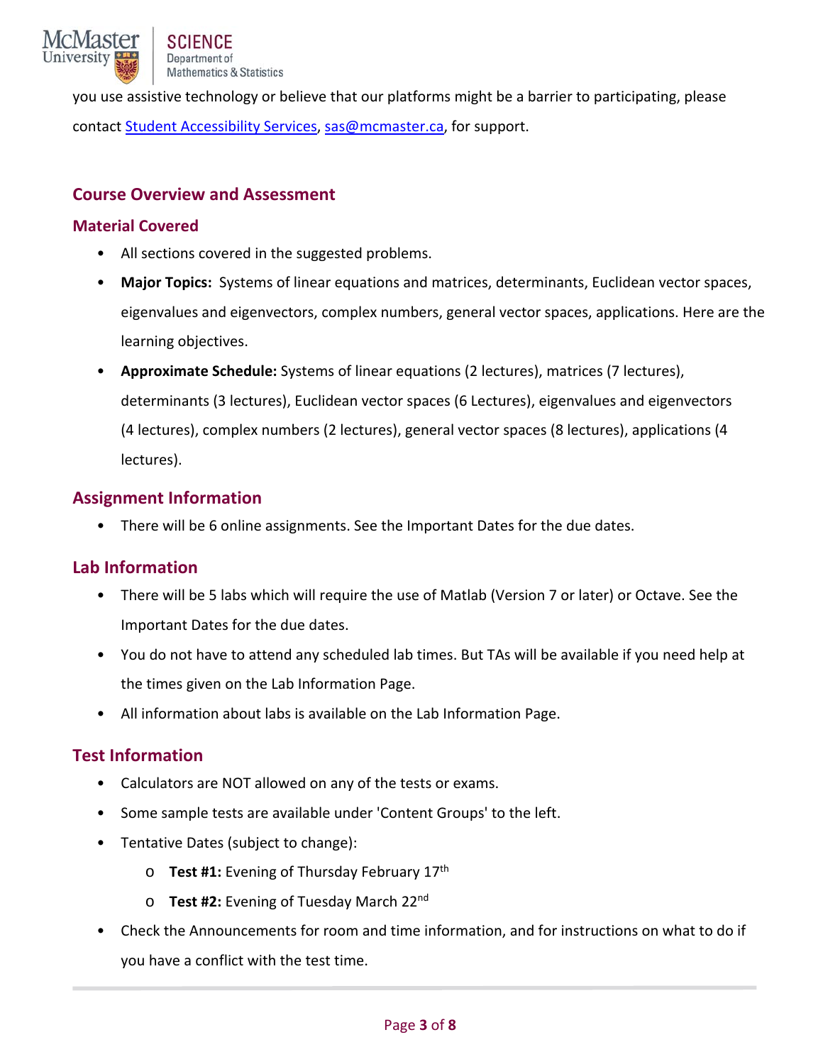you use assistive technology or believe that our platforms might be a barrier to participating, please contact [Student Accessibility Services](), [sas@mcmaster.ca](), for support.

## Course Overview and Assessment

### Material Covered

- All sections covered in the suggested problems.
- **Major Topics:** Systems of linear equations and matrices, determinants, Euclidean vector spaces, eigenvalues and eigenvectors, complex numbers, general vector spaces, applications. Here are the learning objectives.
- **Approximate Schedule:** Systems of linear equations (2 lectures), matrices (7 lectures), determinants (3 lectures), Euclidean vector spaces (6 Lectures), eigenvalues and eigenvectors (4 lectures), complex numbers (2 lectures), general vector spaces (8 lectures), applications (4 lectures).

### Assignment Information

- There will be 6 online assignments. See the Important Dates for the due dates.

### Lab Information

- There will be 5 labs which will require the use of Matlab (Version 7 or later) or Octave. See the Important Dates for the due dates.
- You do not have to attend any scheduled lab times. But TAs will be available if you need help at the times given on the Lab Information Page.
- All information about labs is available on the Lab Information Page.

### Test Information

- Calculators are NOT allowed on any of the tests or exams.
- Some sample tests are available under 'Content Groups' to the left.
- Tentative Dates (subject to change):
  - **Test #1:** Evening of Thursday February 17th
  - **Test #2:** Evening of Tuesday March 22nd
- Check the Announcements for room and time information, and for instructions on what to do if you have a conflict with the test time.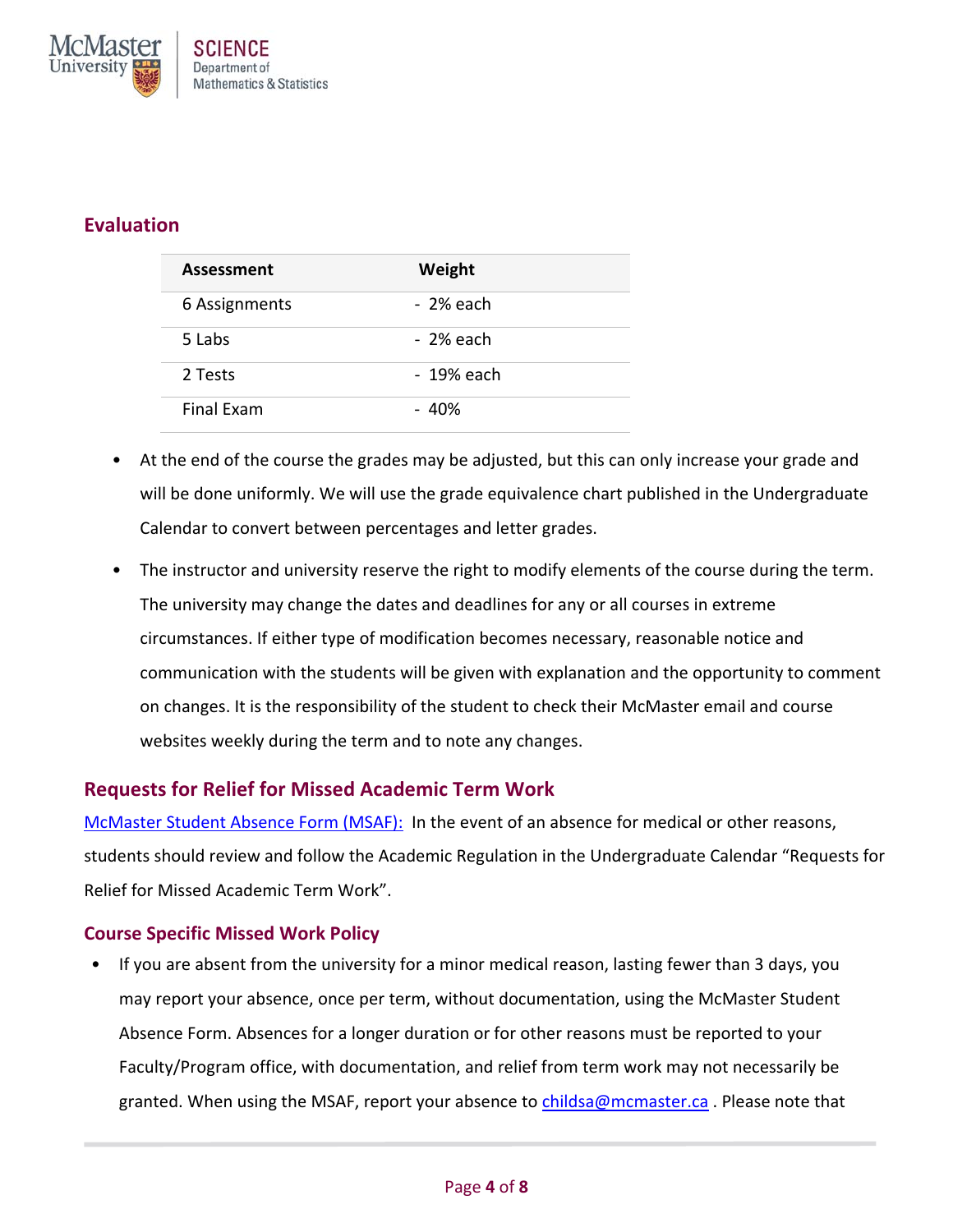## Evaluation

| Assessment | Weight |
|---|---|
| 6 Assignments | - 2% each |
| 5 Labs | - 2% each |
| 2 Tests | - 19% each |
| Final Exam | - 40% |

- At the end of the course the grades may be adjusted, but this can only increase your grade and will be done uniformly. We will use the grade equivalence chart published in the Undergraduate Calendar to convert between percentages and letter grades.
- The instructor and university reserve the right to modify elements of the course during the term. The university may change the dates and deadlines for any or all courses in extreme circumstances. If either type of modification becomes necessary, reasonable notice and communication with the students will be given with explanation and the opportunity to comment on changes. It is the responsibility of the student to check their McMaster email and course websites weekly during the term and to note any changes.

## Requests for Relief for Missed Academic Term Work

McMaster Student Absence Form (MSAF): In the event of an absence for medical or other reasons, students should review and follow the Academic Regulation in the Undergraduate Calendar "Requests for Relief for Missed Academic Term Work".

### Course Specific Missed Work Policy

- If you are absent from the university for a minor medical reason, lasting fewer than 3 days, you may report your absence, once per term, without documentation, using the McMaster Student Absence Form. Absences for a longer duration or for other reasons must be reported to your Faculty/Program office, with documentation, and relief from term work may not necessarily be granted. When using the MSAF, report your absence to childsa@mcmaster.ca . Please note that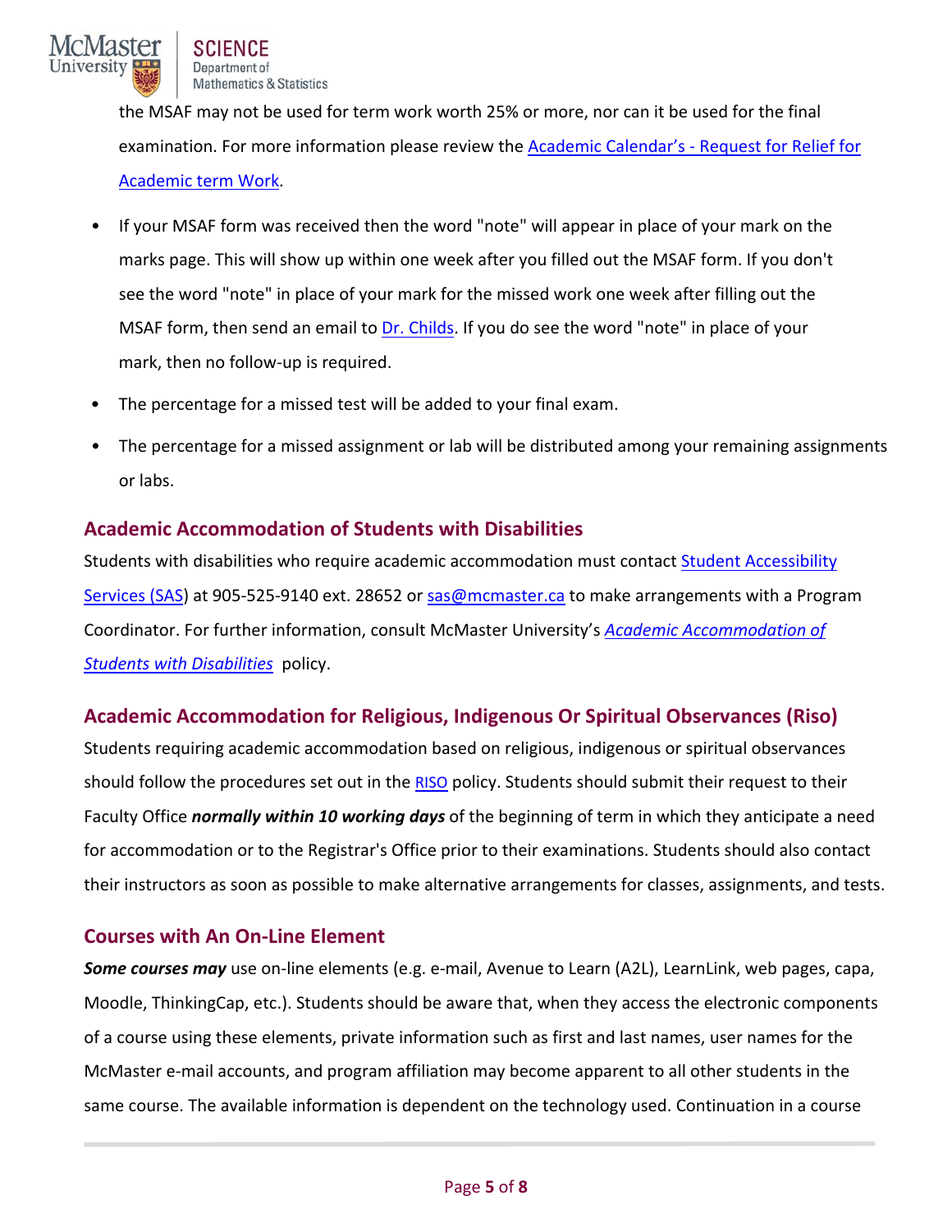the MSAF may not be used for term work worth 25% or more, nor can it be used for the final examination. For more information please review the [Academic Calendar's - Request for Relief for Academic term Work](#).

- If your MSAF form was received then the word "note" will appear in place of your mark on the marks page. This will show up within one week after you filled out the MSAF form. If you don't see the word "note" in place of your mark for the missed work one week after filling out the MSAF form, then send an email to [Dr. Childs](#). If you do see the word "note" in place of your mark, then no follow-up is required.
- The percentage for a missed test will be added to your final exam.
- The percentage for a missed assignment or lab will be distributed among your remaining assignments or labs.

## Academic Accommodation of Students with Disabilities

Students with disabilities who require academic accommodation must contact [Student Accessibility Services (SAS)](#) at 905-525-9140 ext. 28652 or [sas@mcmaster.ca](mailto:sas@mcmaster.ca) to make arrangements with a Program Coordinator. For further information, consult McMaster University's [*Academic Accommodation of Students with Disabilities*](#) policy.

## Academic Accommodation for Religious, Indigenous Or Spiritual Observances (Riso)

Students requiring academic accommodation based on religious, indigenous or spiritual observances should follow the procedures set out in the [RISO](#) policy. Students should submit their request to their Faculty Office ***normally within 10 working days*** of the beginning of term in which they anticipate a need for accommodation or to the Registrar's Office prior to their examinations. Students should also contact their instructors as soon as possible to make alternative arrangements for classes, assignments, and tests.

## Courses with An On-Line Element

***Some courses may*** use on-line elements (e.g. e-mail, Avenue to Learn (A2L), LearnLink, web pages, capa, Moodle, ThinkingCap, etc.). Students should be aware that, when they access the electronic components of a course using these elements, private information such as first and last names, user names for the McMaster e-mail accounts, and program affiliation may become apparent to all other students in the same course. The available information is dependent on the technology used. Continuation in a course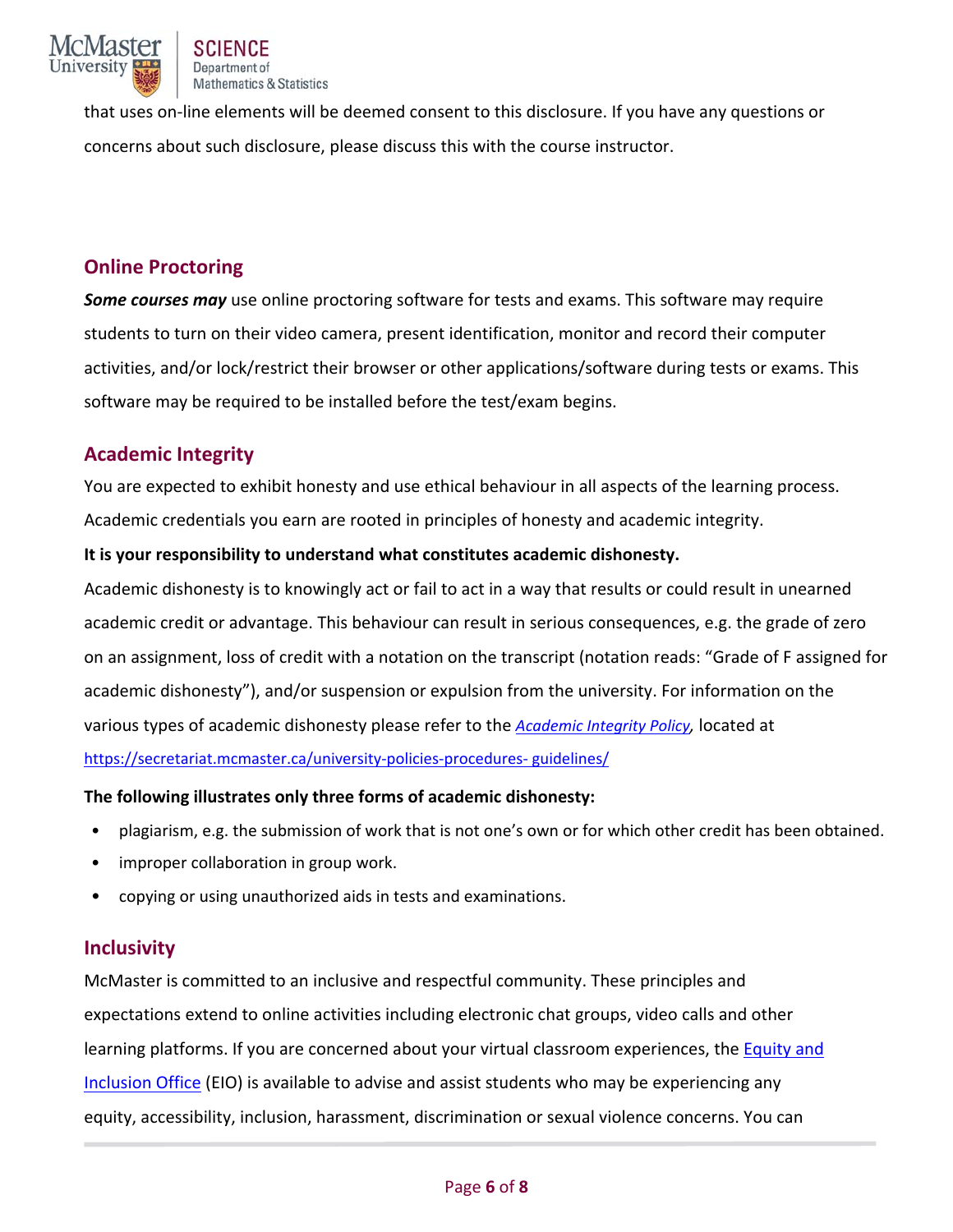that uses on-line elements will be deemed consent to this disclosure. If you have any questions or concerns about such disclosure, please discuss this with the course instructor.

## Online Proctoring

***Some courses may*** use online proctoring software for tests and exams. This software may require students to turn on their video camera, present identification, monitor and record their computer activities, and/or lock/restrict their browser or other applications/software during tests or exams. This software may be required to be installed before the test/exam begins.

## Academic Integrity

You are expected to exhibit honesty and use ethical behaviour in all aspects of the learning process. Academic credentials you earn are rooted in principles of honesty and academic integrity.

**It is your responsibility to understand what constitutes academic dishonesty.**

Academic dishonesty is to knowingly act or fail to act in a way that results or could result in unearned academic credit or advantage. This behaviour can result in serious consequences, e.g. the grade of zero on an assignment, loss of credit with a notation on the transcript (notation reads: "Grade of F assigned for academic dishonesty"), and/or suspension or expulsion from the university. For information on the various types of academic dishonesty please refer to the [*Academic Integrity Policy*](https://secretariat.mcmaster.ca/university-policies-procedures-guidelines/), located at https://secretariat.mcmaster.ca/university-policies-procedures- guidelines/

**The following illustrates only three forms of academic dishonesty:**

- plagiarism, e.g. the submission of work that is not one's own or for which other credit has been obtained.
- improper collaboration in group work.
- copying or using unauthorized aids in tests and examinations.

## Inclusivity

McMaster is committed to an inclusive and respectful community. These principles and expectations extend to online activities including electronic chat groups, video calls and other learning platforms. If you are concerned about your virtual classroom experiences, the Equity and Inclusion Office (EIO) is available to advise and assist students who may be experiencing any equity, accessibility, inclusion, harassment, discrimination or sexual violence concerns. You can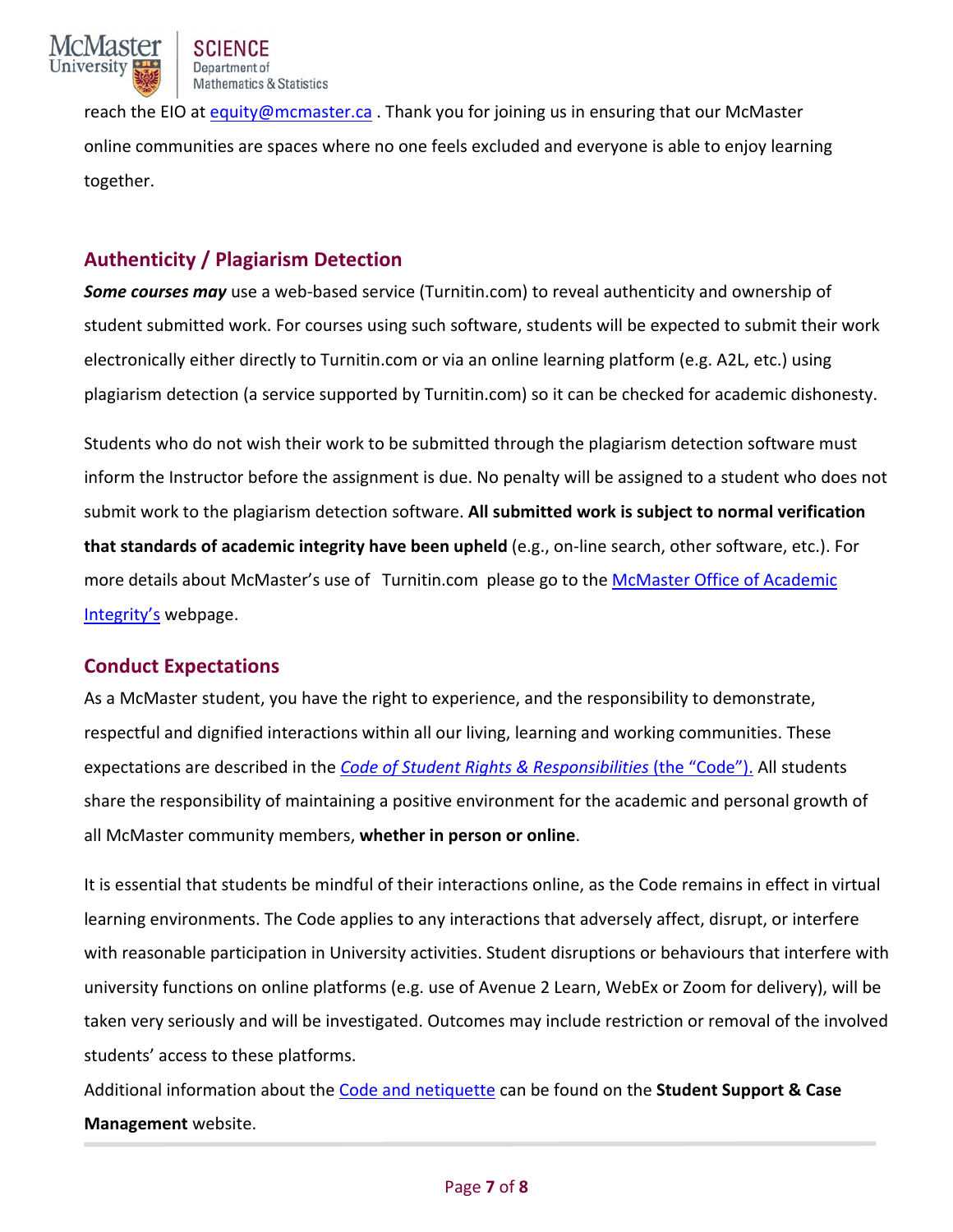reach the EIO at equity@mcmaster.ca . Thank you for joining us in ensuring that our McMaster online communities are spaces where no one feels excluded and everyone is able to enjoy learning together.

## Authenticity / Plagiarism Detection

***Some courses may*** use a web-based service (Turnitin.com) to reveal authenticity and ownership of student submitted work. For courses using such software, students will be expected to submit their work electronically either directly to Turnitin.com or via an online learning platform (e.g. A2L, etc.) using plagiarism detection (a service supported by Turnitin.com) so it can be checked for academic dishonesty.

Students who do not wish their work to be submitted through the plagiarism detection software must inform the Instructor before the assignment is due. No penalty will be assigned to a student who does not submit work to the plagiarism detection software. **All submitted work is subject to normal verification that standards of academic integrity have been upheld** (e.g., on-line search, other software, etc.). For more details about McMaster's use of Turnitin.com please go to the McMaster Office of Academic Integrity's webpage.

## Conduct Expectations

As a McMaster student, you have the right to experience, and the responsibility to demonstrate, respectful and dignified interactions within all our living, learning and working communities. These expectations are described in the *Code of Student Rights & Responsibilities* (the "Code"). All students share the responsibility of maintaining a positive environment for the academic and personal growth of all McMaster community members, **whether in person or online**.

It is essential that students be mindful of their interactions online, as the Code remains in effect in virtual learning environments. The Code applies to any interactions that adversely affect, disrupt, or interfere with reasonable participation in University activities. Student disruptions or behaviours that interfere with university functions on online platforms (e.g. use of Avenue 2 Learn, WebEx or Zoom for delivery), will be taken very seriously and will be investigated. Outcomes may include restriction or removal of the involved students' access to these platforms.

Additional information about the Code and netiquette can be found on the **Student Support & Case Management** website.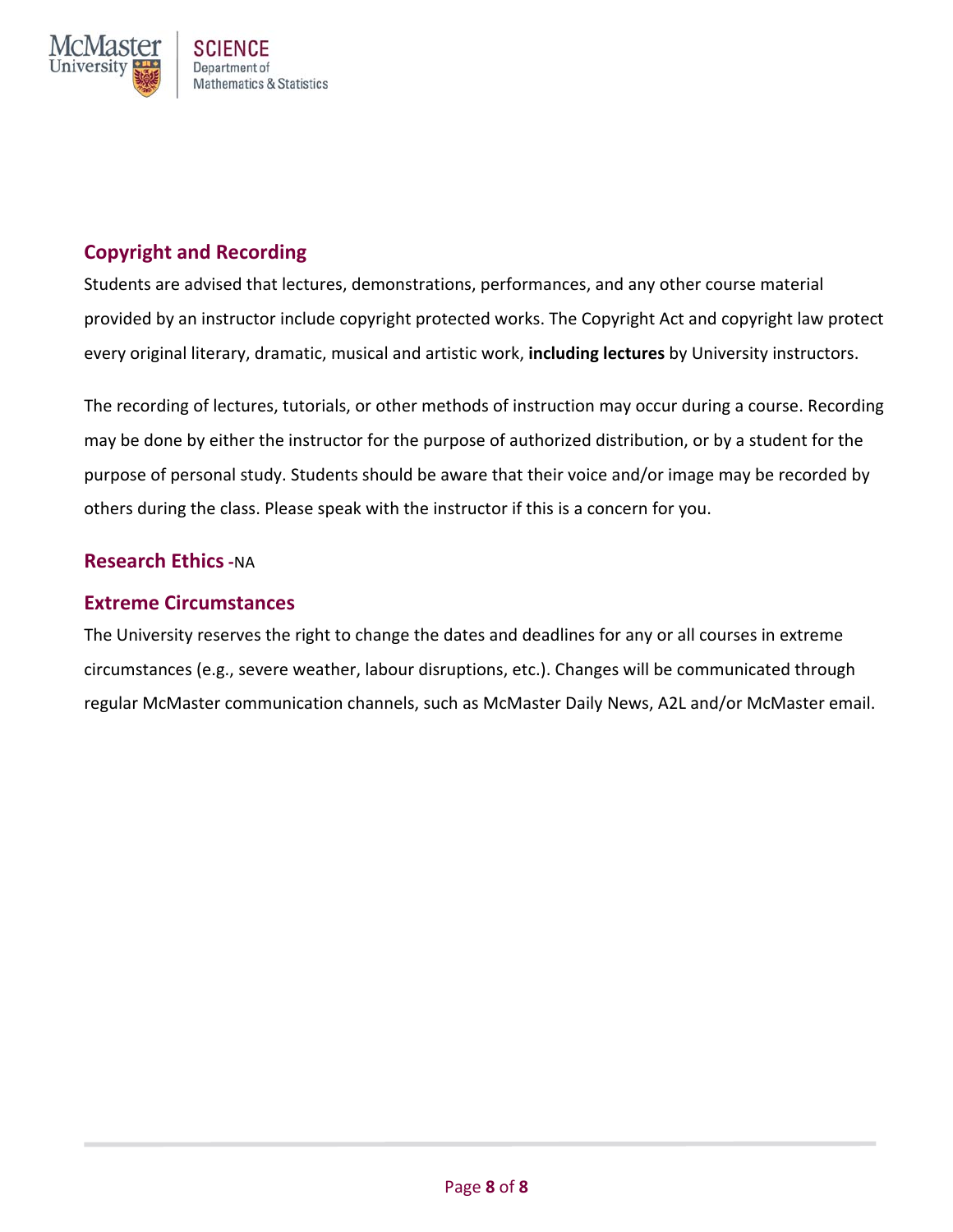## Copyright and Recording

Students are advised that lectures, demonstrations, performances, and any other course material provided by an instructor include copyright protected works. The Copyright Act and copyright law protect every original literary, dramatic, musical and artistic work, **including lectures** by University instructors.

The recording of lectures, tutorials, or other methods of instruction may occur during a course. Recording may be done by either the instructor for the purpose of authorized distribution, or by a student for the purpose of personal study. Students should be aware that their voice and/or image may be recorded by others during the class. Please speak with the instructor if this is a concern for you.

## Research Ethics -NA

## Extreme Circumstances

The University reserves the right to change the dates and deadlines for any or all courses in extreme circumstances (e.g., severe weather, labour disruptions, etc.). Changes will be communicated through regular McMaster communication channels, such as McMaster Daily News, A2L and/or McMaster email.